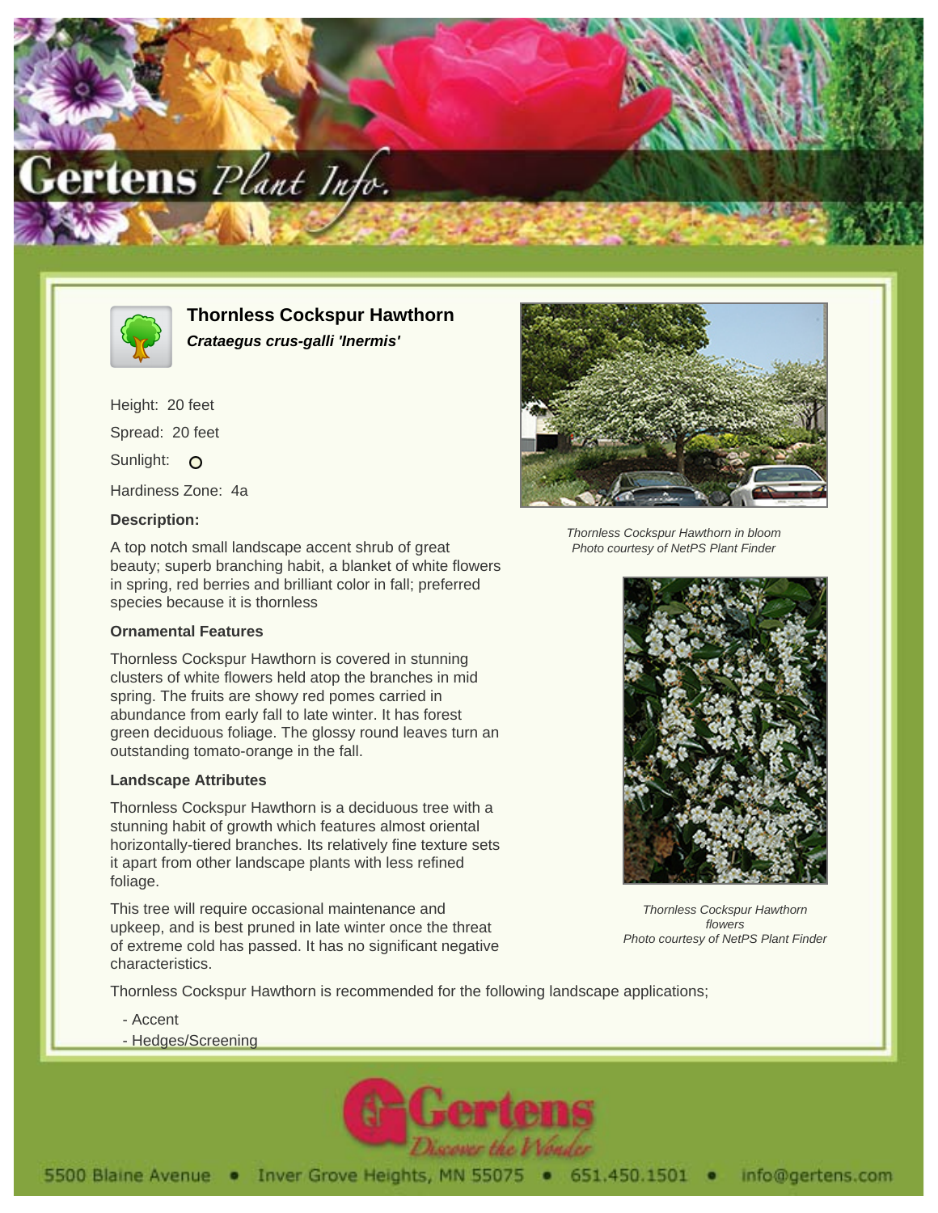# Thornless Cockspur Hawthorn

***Crataegus crus-galli 'Inermis'***

Height: 20 feet

Spread: 20 feet

Sunlight: ○

Hardiness Zone: 4a

### Description:

A top notch small landscape accent shrub of great beauty; superb branching habit, a blanket of white flowers in spring, red berries and brilliant color in fall; preferred species because it is thornless

### Ornamental Features

Thornless Cockspur Hawthorn is covered in stunning clusters of white flowers held atop the branches in mid spring. The fruits are showy red pomes carried in abundance from early fall to late winter. It has forest green deciduous foliage. The glossy round leaves turn an outstanding tomato-orange in the fall.

### Landscape Attributes

Thornless Cockspur Hawthorn is a deciduous tree with a stunning habit of growth which features almost oriental horizontally-tiered branches. Its relatively fine texture sets it apart from other landscape plants with less refined foliage.

This tree will require occasional maintenance and upkeep, and is best pruned in late winter once the threat of extreme cold has passed. It has no significant negative characteristics.

*Thornless Cockspur Hawthorn in bloom*
*Photo courtesy of NetPS Plant Finder*

*Thornless Cockspur Hawthorn flowers*
*Photo courtesy of NetPS Plant Finder*

Thornless Cockspur Hawthorn is recommended for the following landscape applications;

- Accent
- Hedges/Screening

5500 Blaine Avenue • Inver Grove Heights, MN 55075 • 651.450.1501 • info@gertens.com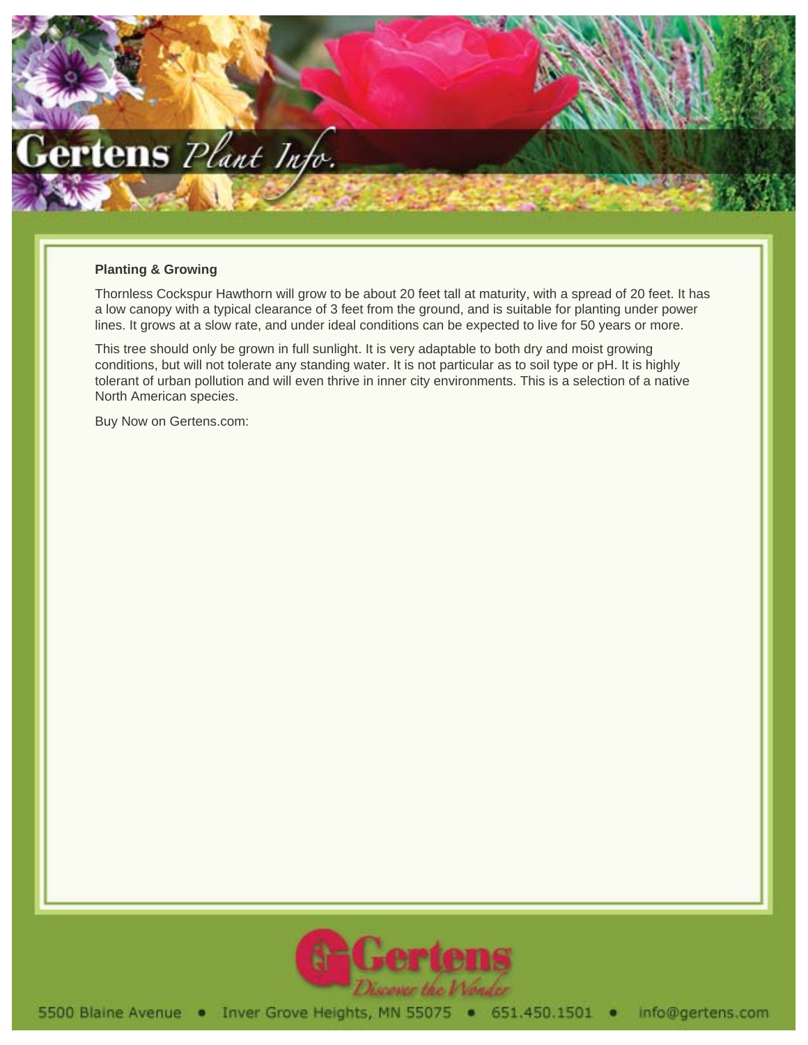### Planting & Growing

Thornless Cockspur Hawthorn will grow to be about 20 feet tall at maturity, with a spread of 20 feet. It has a low canopy with a typical clearance of 3 feet from the ground, and is suitable for planting under power lines. It grows at a slow rate, and under ideal conditions can be expected to live for 50 years or more.

This tree should only be grown in full sunlight. It is very adaptable to both dry and moist growing conditions, but will not tolerate any standing water. It is not particular as to soil type or pH. It is highly tolerant of urban pollution and will even thrive in inner city environments. This is a selection of a native North American species.

Buy Now on Gertens.com: